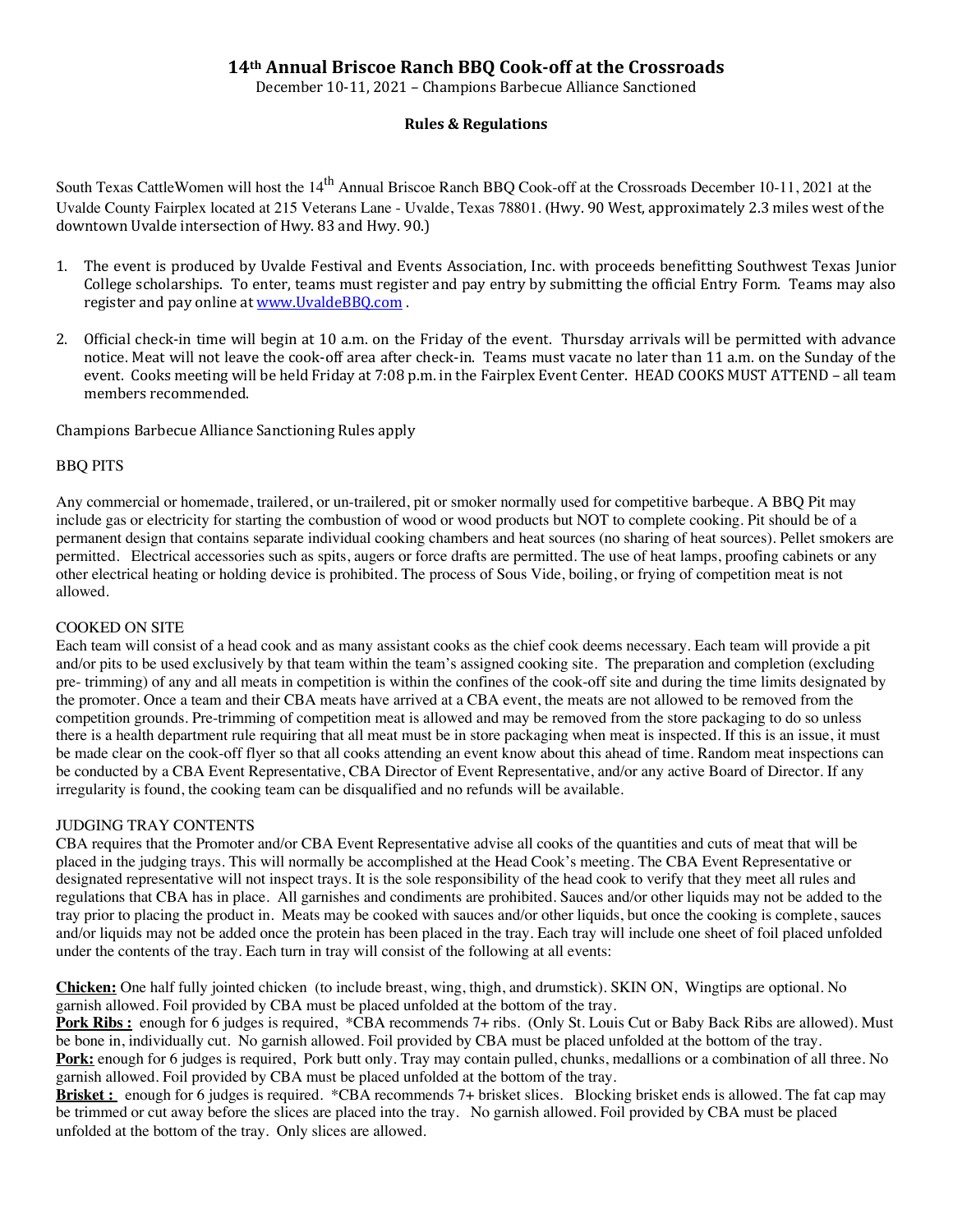# 14th Annual Briscoe Ranch BBQ Cook-off at the Crossroads

December 10-11, 2021 – Champions Barbecue Alliance Sanctioned

## Rules & Regulations

South Texas CattleWomen will host the 14th Annual Briscoe Ranch BBQ Cook-off at the Crossroads December 10-11, 2021 at the Uvalde County Fairplex located at 215 Veterans Lane - Uvalde, Texas 78801. (Hwy. 90 West, approximately 2.3 miles west of the downtown Uvalde intersection of Hwy. 83 and Hwy. 90.)

1. The event is produced by Uvalde Festival and Events Association, Inc. with proceeds benefitting Southwest Texas Junior College scholarships. To enter, teams must register and pay entry by submitting the official Entry Form. Teams may also register and pay online at www.UvaldeBBQ.com .

2. Official check-in time will begin at 10 a.m. on the Friday of the event. Thursday arrivals will be permitted with advance notice. Meat will not leave the cook-off area after check-in. Teams must vacate no later than 11 a.m. on the Sunday of the event. Cooks meeting will be held Friday at 7:08 p.m. in the Fairplex Event Center. HEAD COOKS MUST ATTEND – all team members recommended.

Champions Barbecue Alliance Sanctioning Rules apply

BBQ PITS

Any commercial or homemade, trailered, or un-trailered, pit or smoker normally used for competitive barbeque. A BBQ Pit may include gas or electricity for starting the combustion of wood or wood products but NOT to complete cooking. Pit should be of a permanent design that contains separate individual cooking chambers and heat sources (no sharing of heat sources). Pellet smokers are permitted. Electrical accessories such as spits, augers or force drafts are permitted. The use of heat lamps, proofing cabinets or any other electrical heating or holding device is prohibited. The process of Sous Vide, boiling, or frying of competition meat is not allowed.

COOKED ON SITE

Each team will consist of a head cook and as many assistant cooks as the chief cook deems necessary. Each team will provide a pit and/or pits to be used exclusively by that team within the team's assigned cooking site. The preparation and completion (excluding pre- trimming) of any and all meats in competition is within the confines of the cook-off site and during the time limits designated by the promoter. Once a team and their CBA meats have arrived at a CBA event, the meats are not allowed to be removed from the competition grounds. Pre-trimming of competition meat is allowed and may be removed from the store packaging to do so unless there is a health department rule requiring that all meat must be in store packaging when meat is inspected. If this is an issue, it must be made clear on the cook-off flyer so that all cooks attending an event know about this ahead of time. Random meat inspections can be conducted by a CBA Event Representative, CBA Director of Event Representative, and/or any active Board of Director. If any irregularity is found, the cooking team can be disqualified and no refunds will be available.

JUDGING TRAY CONTENTS

CBA requires that the Promoter and/or CBA Event Representative advise all cooks of the quantities and cuts of meat that will be placed in the judging trays. This will normally be accomplished at the Head Cook's meeting. The CBA Event Representative or designated representative will not inspect trays. It is the sole responsibility of the head cook to verify that they meet all rules and regulations that CBA has in place. All garnishes and condiments are prohibited. Sauces and/or other liquids may not be added to the tray prior to placing the product in. Meats may be cooked with sauces and/or other liquids, but once the cooking is complete, sauces and/or liquids may not be added once the protein has been placed in the tray. Each tray will include one sheet of foil placed unfolded under the contents of the tray. Each turn in tray will consist of the following at all events:

**Chicken:** One half fully jointed chicken (to include breast, wing, thigh, and drumstick). SKIN ON, Wingtips are optional. No garnish allowed. Foil provided by CBA must be placed unfolded at the bottom of the tray.

**Pork Ribs :** enough for 6 judges is required, *CBA recommends 7+ ribs. (Only St. Louis Cut or Baby Back Ribs are allowed). Must be bone in, individually cut. No garnish allowed. Foil provided by CBA must be placed unfolded at the bottom of the tray.

**Pork:** enough for 6 judges is required, Pork butt only. Tray may contain pulled, chunks, medallions or a combination of all three. No garnish allowed. Foil provided by CBA must be placed unfolded at the bottom of the tray.

**Brisket :** enough for 6 judges is required. *CBA recommends 7+ brisket slices. Blocking brisket ends is allowed. The fat cap may be trimmed or cut away before the slices are placed into the tray. No garnish allowed. Foil provided by CBA must be placed unfolded at the bottom of the tray. Only slices are allowed.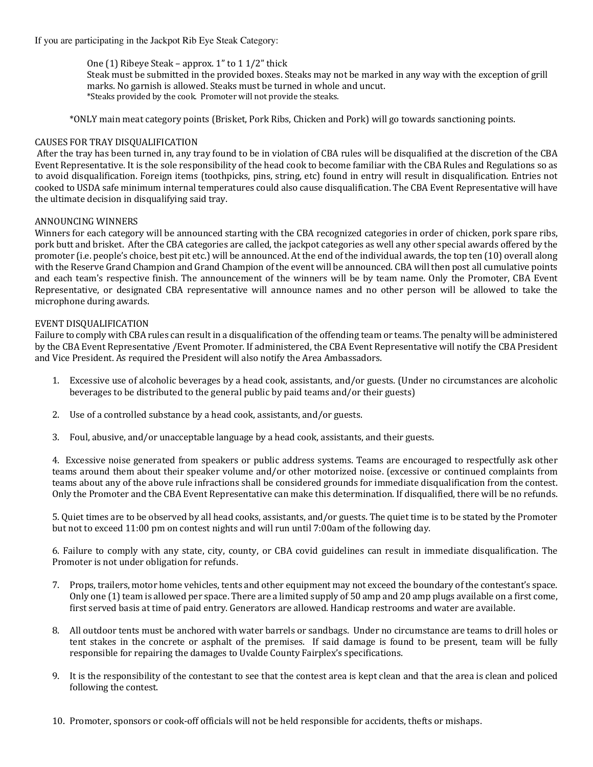If you are participating in the Jackpot Rib Eye Steak Category:

> One (1) Ribeye Steak – approx. 1" to 1 1/2" thick
> Steak must be submitted in the provided boxes. Steaks may not be marked in any way with the exception of grill marks. No garnish is allowed. Steaks must be turned in whole and uncut.
> *Steaks provided by the cook. Promoter will not provide the steaks.

*ONLY main meat category points (Brisket, Pork Ribs, Chicken and Pork) will go towards sanctioning points.

CAUSES FOR TRAY DISQUALIFICATION

After the tray has been turned in, any tray found to be in violation of CBA rules will be disqualified at the discretion of the CBA Event Representative. It is the sole responsibility of the head cook to become familiar with the CBA Rules and Regulations so as to avoid disqualification. Foreign items (toothpicks, pins, string, etc) found in entry will result in disqualification. Entries not cooked to USDA safe minimum internal temperatures could also cause disqualification. The CBA Event Representative will have the ultimate decision in disqualifying said tray.

ANNOUNCING WINNERS

Winners for each category will be announced starting with the CBA recognized categories in order of chicken, pork spare ribs, pork butt and brisket. After the CBA categories are called, the jackpot categories as well any other special awards offered by the promoter (i.e. people's choice, best pit etc.) will be announced. At the end of the individual awards, the top ten (10) overall along with the Reserve Grand Champion and Grand Champion of the event will be announced. CBA will then post all cumulative points and each team's respective finish. The announcement of the winners will be by team name. Only the Promoter, CBA Event Representative, or designated CBA representative will announce names and no other person will be allowed to take the microphone during awards.

EVENT DISQUALIFICATION

Failure to comply with CBA rules can result in a disqualification of the offending team or teams. The penalty will be administered by the CBA Event Representative /Event Promoter. If administered, the CBA Event Representative will notify the CBA President and Vice President. As required the President will also notify the Area Ambassadors.

1. Excessive use of alcoholic beverages by a head cook, assistants, and/or guests. (Under no circumstances are alcoholic beverages to be distributed to the general public by paid teams and/or their guests)

2. Use of a controlled substance by a head cook, assistants, and/or guests.

3. Foul, abusive, and/or unacceptable language by a head cook, assistants, and their guests.

4. Excessive noise generated from speakers or public address systems. Teams are encouraged to respectfully ask other teams around them about their speaker volume and/or other motorized noise. (excessive or continued complaints from teams about any of the above rule infractions shall be considered grounds for immediate disqualification from the contest. Only the Promoter and the CBA Event Representative can make this determination. If disqualified, there will be no refunds.

5. Quiet times are to be observed by all head cooks, assistants, and/or guests. The quiet time is to be stated by the Promoter but not to exceed 11:00 pm on contest nights and will run until 7:00am of the following day.

6. Failure to comply with any state, city, county, or CBA covid guidelines can result in immediate disqualification. The Promoter is not under obligation for refunds.

7. Props, trailers, motor home vehicles, tents and other equipment may not exceed the boundary of the contestant's space. Only one (1) team is allowed per space. There are a limited supply of 50 amp and 20 amp plugs available on a first come, first served basis at time of paid entry. Generators are allowed. Handicap restrooms and water are available.

8. All outdoor tents must be anchored with water barrels or sandbags. Under no circumstance are teams to drill holes or tent stakes in the concrete or asphalt of the premises. If said damage is found to be present, team will be fully responsible for repairing the damages to Uvalde County Fairplex's specifications.

9. It is the responsibility of the contestant to see that the contest area is kept clean and that the area is clean and policed following the contest.

10. Promoter, sponsors or cook-off officials will not be held responsible for accidents, thefts or mishaps.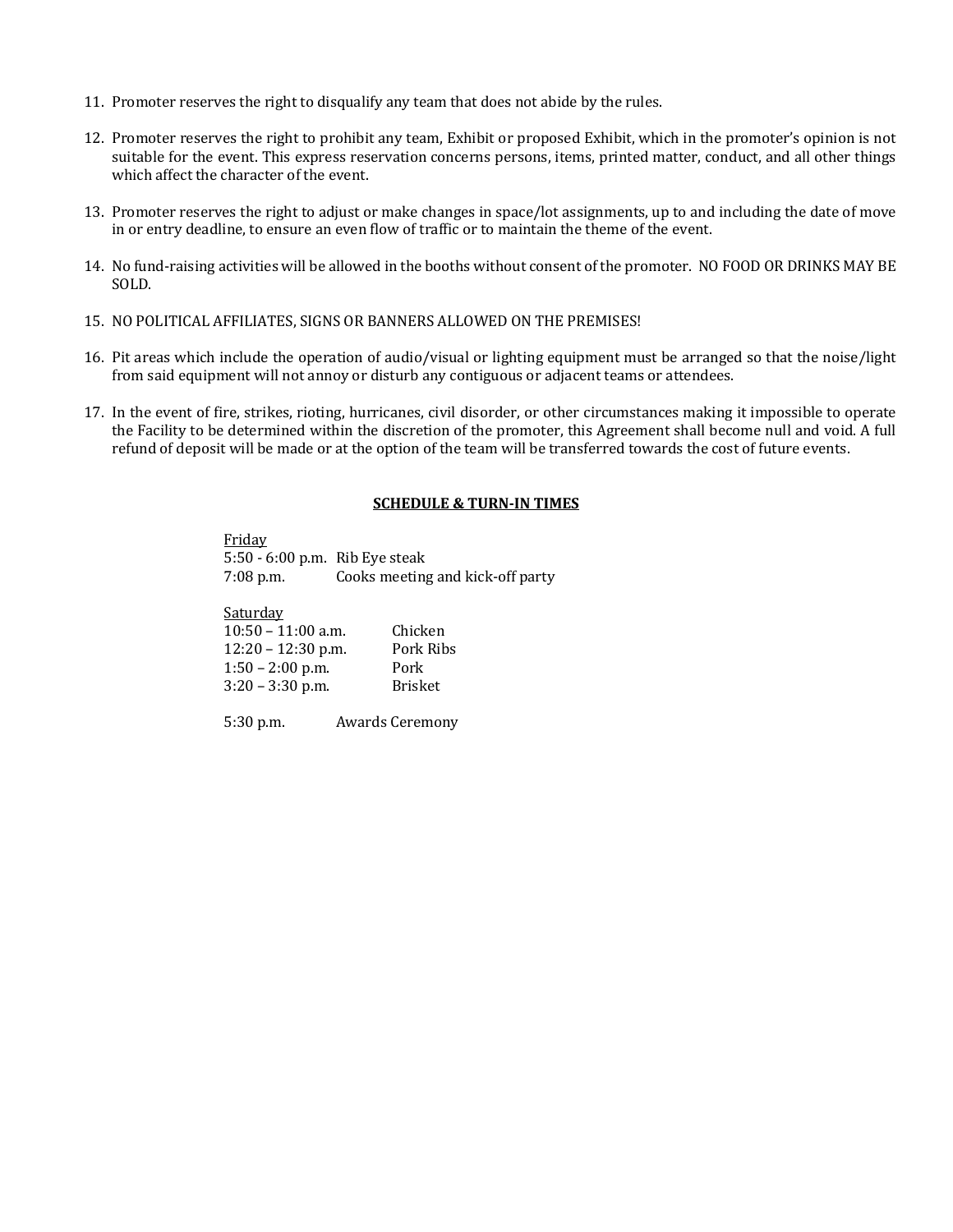11. Promoter reserves the right to disqualify any team that does not abide by the rules.

12. Promoter reserves the right to prohibit any team, Exhibit or proposed Exhibit, which in the promoter's opinion is not suitable for the event. This express reservation concerns persons, items, printed matter, conduct, and all other things which affect the character of the event.

13. Promoter reserves the right to adjust or make changes in space/lot assignments, up to and including the date of move in or entry deadline, to ensure an even flow of traffic or to maintain the theme of the event.

14. No fund-raising activities will be allowed in the booths without consent of the promoter. NO FOOD OR DRINKS MAY BE SOLD.

15. NO POLITICAL AFFILIATES, SIGNS OR BANNERS ALLOWED ON THE PREMISES!

16. Pit areas which include the operation of audio/visual or lighting equipment must be arranged so that the noise/light from said equipment will not annoy or disturb any contiguous or adjacent teams or attendees.

17. In the event of fire, strikes, rioting, hurricanes, civil disorder, or other circumstances making it impossible to operate the Facility to be determined within the discretion of the promoter, this Agreement shall become null and void. A full refund of deposit will be made or at the option of the team will be transferred towards the cost of future events.

**SCHEDULE & TURN-IN TIMES**

Friday
5:50 - 6:00 p.m. Rib Eye steak
7:08 p.m. Cooks meeting and kick-off party

Saturday
10:50 – 11:00 a.m. Chicken
12:20 – 12:30 p.m. Pork Ribs
1:50 – 2:00 p.m. Pork
3:20 – 3:30 p.m. Brisket

5:30 p.m. Awards Ceremony